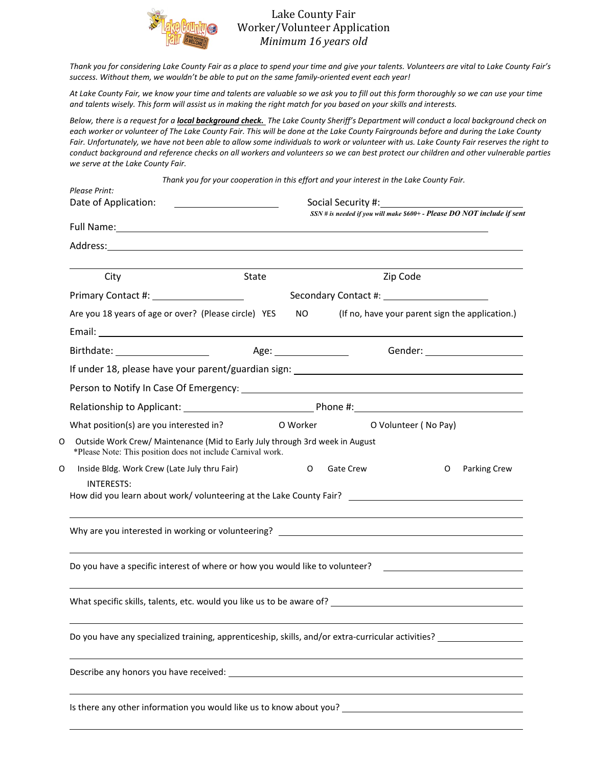# Lake County Fair
## Worker/Volunteer Application
*Minimum 16 years old*

*Thank you for considering Lake County Fair as a place to spend your time and give your talents. Volunteers are vital to Lake County Fair's success. Without them, we wouldn't be able to put on the same family-oriented event each year!*

*At Lake County Fair, we know your time and talents are valuable so we ask you to fill out this form thoroughly so we can use your time and talents wisely. This form will assist us in making the right match for you based on your skills and interests.*

*Below, there is a request for a* ***local background check.*** *The Lake County Sheriff's Department will conduct a local background check on each worker or volunteer of The Lake County Fair. This will be done at the Lake County Fairgrounds before and during the Lake County Fair. Unfortunately, we have not been able to allow some individuals to work or volunteer with us. Lake County Fair reserves the right to conduct background and reference checks on all workers and volunteers so we can best protect our children and other vulnerable parties we serve at the Lake County Fair.*

*Thank you for your cooperation in this effort and your interest in the Lake County Fair.*

*Please Print:*

Date of Application: ____________________ Social Security #: ____________________

*SSN # is needed if you will make $600+ - Please DO NOT include if sent*

Full Name: ______________________________________________

Address: ______________________________________________

______________________________________________

City State Zip Code

Primary Contact #: ____________________ Secondary Contact #: ____________________

Are you 18 years of age or over? (Please circle) YES NO (If no, have your parent sign the application.)

Email: ______________________________________________

Birthdate: ____________________ Age: ______________ Gender: ____________________

If under 18, please have your parent/guardian sign: ______________________________

Person to Notify In Case Of Emergency: ______________________________

Relationship to Applicant: ____________________ Phone #: ____________________

What position(s) are you interested in? O Worker O Volunteer ( No Pay)

O Outside Work Crew/ Maintenance (Mid to Early July through 3rd week in August
*Please Note: This position does not include Carnival work.

O Inside Bldg. Work Crew (Late July thru Fair) O Gate Crew O Parking Crew

INTERESTS:

How did you learn about work/ volunteering at the Lake County Fair? ______________________________

______________________________________________

Why are you interested in working or volunteering? ______________________________

______________________________________________

Do you have a specific interest of where or how you would like to volunteer? ______________________________

______________________________________________

What specific skills, talents, etc. would you like us to be aware of? ______________________________

______________________________________________

Do you have any specialized training, apprenticeship, skills, and/or extra-curricular activities? ______________

______________________________________________

Describe any honors you have received: ______________________________

______________________________________________

Is there any other information you would like us to know about you? ______________________________

______________________________________________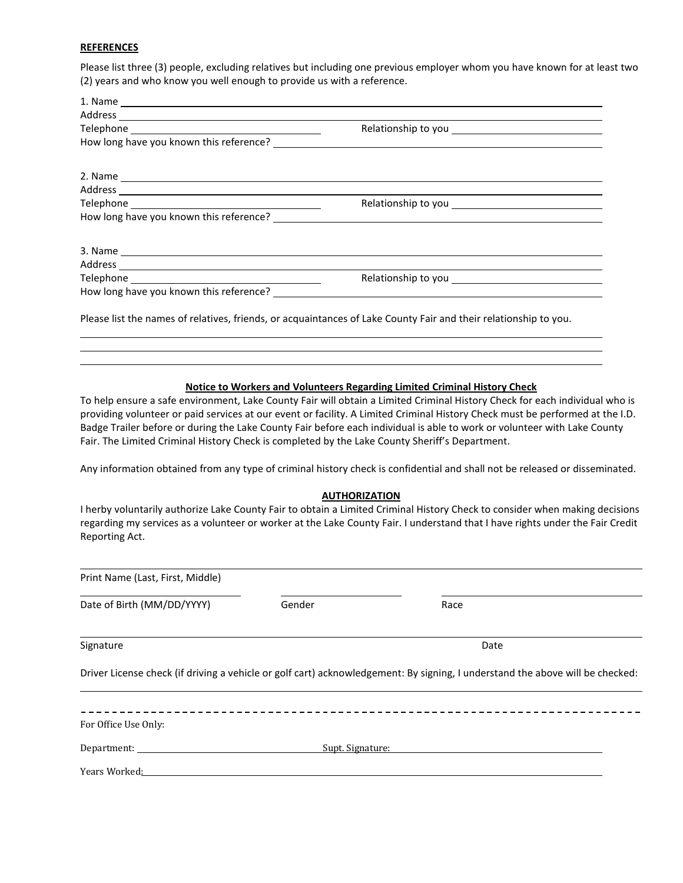**REFERENCES**

Please list three (3) people, excluding relatives but including one previous employer whom you have known for at least two (2) years and who know you well enough to provide us with a reference.

1. Name \_\_\_\_\_\_\_\_\_\_\_\_\_\_\_\_\_\_\_\_\_\_\_\_\_\_\_\_\_\_\_\_\_\_\_\_\_\_\_\_
Address \_\_\_\_\_\_\_\_\_\_\_\_\_\_\_\_\_\_\_\_\_\_\_\_\_\_\_\_\_\_\_\_\_\_\_\_\_\_\_\_
Telephone \_\_\_\_\_\_\_\_\_\_\_\_\_\_\_\_\_\_\_\_ Relationship to you \_\_\_\_\_\_\_\_\_\_\_\_\_\_\_\_\_\_\_\_
How long have you known this reference? \_\_\_\_\_\_\_\_\_\_\_\_\_\_\_\_\_\_\_\_

2. Name \_\_\_\_\_\_\_\_\_\_\_\_\_\_\_\_\_\_\_\_\_\_\_\_\_\_\_\_\_\_\_\_\_\_\_\_\_\_\_\_
Address \_\_\_\_\_\_\_\_\_\_\_\_\_\_\_\_\_\_\_\_\_\_\_\_\_\_\_\_\_\_\_\_\_\_\_\_\_\_\_\_
Telephone \_\_\_\_\_\_\_\_\_\_\_\_\_\_\_\_\_\_\_\_ Relationship to you \_\_\_\_\_\_\_\_\_\_\_\_\_\_\_\_\_\_\_\_
How long have you known this reference? \_\_\_\_\_\_\_\_\_\_\_\_\_\_\_\_\_\_\_\_

3. Name \_\_\_\_\_\_\_\_\_\_\_\_\_\_\_\_\_\_\_\_\_\_\_\_\_\_\_\_\_\_\_\_\_\_\_\_\_\_\_\_
Address \_\_\_\_\_\_\_\_\_\_\_\_\_\_\_\_\_\_\_\_\_\_\_\_\_\_\_\_\_\_\_\_\_\_\_\_\_\_\_\_
Telephone \_\_\_\_\_\_\_\_\_\_\_\_\_\_\_\_\_\_\_\_ Relationship to you \_\_\_\_\_\_\_\_\_\_\_\_\_\_\_\_\_\_\_\_
How long have you known this reference? \_\_\_\_\_\_\_\_\_\_\_\_\_\_\_\_\_\_\_\_

Please list the names of relatives, friends, or acquaintances of Lake County Fair and their relationship to you.

\_\_\_\_\_\_\_\_\_\_\_\_\_\_\_\_\_\_\_\_\_\_\_\_\_\_\_\_\_\_\_\_\_\_\_\_\_\_\_\_\_\_\_\_\_\_\_\_
\_\_\_\_\_\_\_\_\_\_\_\_\_\_\_\_\_\_\_\_\_\_\_\_\_\_\_\_\_\_\_\_\_\_\_\_\_\_\_\_\_\_\_\_\_\_\_\_
\_\_\_\_\_\_\_\_\_\_\_\_\_\_\_\_\_\_\_\_\_\_\_\_\_\_\_\_\_\_\_\_\_\_\_\_\_\_\_\_\_\_\_\_\_\_\_\_

**Notice to Workers and Volunteers Regarding Limited Criminal History Check**

To help ensure a safe environment, Lake County Fair will obtain a Limited Criminal History Check for each individual who is providing volunteer or paid services at our event or facility. A Limited Criminal History Check must be performed at the I.D. Badge Trailer before or during the Lake County Fair before each individual is able to work or volunteer with Lake County Fair. The Limited Criminal History Check is completed by the Lake County Sheriff's Department.

Any information obtained from any type of criminal history check is confidential and shall not be released or disseminated.

**AUTHORIZATION**

I herby voluntarily authorize Lake County Fair to obtain a Limited Criminal History Check to consider when making decisions regarding my services as a volunteer or worker at the Lake County Fair. I understand that I have rights under the Fair Credit Reporting Act.

\_\_\_\_\_\_\_\_\_\_\_\_\_\_\_\_\_\_\_\_\_\_\_\_\_\_\_\_\_\_\_\_\_\_\_\_\_\_\_\_
Print Name (Last, First, Middle)

\_\_\_\_\_\_\_\_\_\_\_\_\_\_\_\_ \_\_\_\_\_\_\_\_\_\_\_\_ \_\_\_\_\_\_\_\_\_\_\_\_\_\_\_\_
Date of Birth (MM/DD/YYYY) Gender Race

\_\_\_\_\_\_\_\_\_\_\_\_\_\_\_\_\_\_\_\_\_\_\_\_\_\_\_\_\_\_\_\_\_\_\_\_\_\_\_\_
Signature Date

Driver License check (if driving a vehicle or golf cart) acknowledgement: By signing, I understand the above will be checked:

\_\_\_\_\_\_\_\_\_\_\_\_\_\_\_\_\_\_\_\_\_\_\_\_\_\_\_\_\_\_\_\_\_\_\_\_\_\_\_\_

- - - - - - - - - - - - - - - - - - - - - - - - - - - - - - - - - - - - - - - - - - - - - - - -

For Office Use Only:

Department: \_\_\_\_\_\_\_\_\_\_\_\_\_\_\_\_\_\_\_\_ Supt. Signature: \_\_\_\_\_\_\_\_\_\_\_\_\_\_\_\_\_\_\_\_

Years Worked: \_\_\_\_\_\_\_\_\_\_\_\_\_\_\_\_\_\_\_\_\_\_\_\_\_\_\_\_\_\_\_\_\_\_\_\_\_\_\_\_